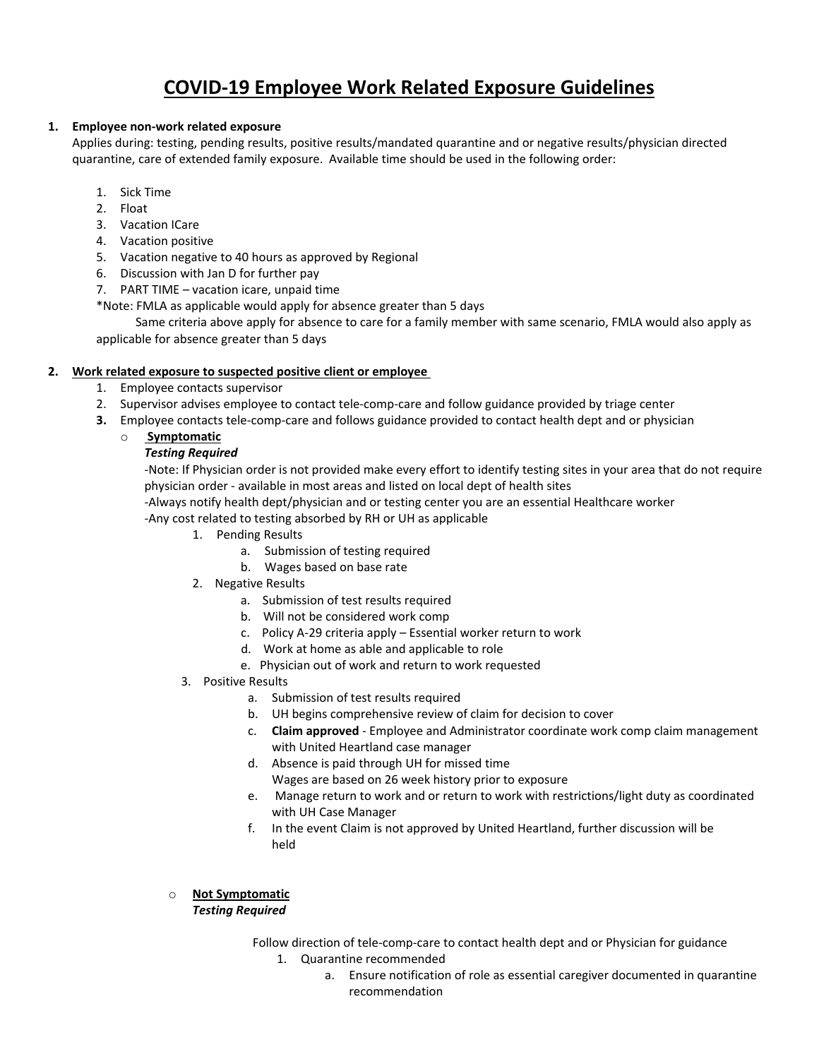# COVID-19 Employee Work Related Exposure Guidelines

1. **Employee non-work related exposure**

   Applies during: testing, pending results, positive results/mandated quarantine and or negative results/physician directed quarantine, care of extended family exposure. Available time should be used in the following order:

   1. Sick Time
   2. Float
   3. Vacation ICare
   4. Vacation positive
   5. Vacation negative to 40 hours as approved by Regional
   6. Discussion with Jan D for further pay
   7. PART TIME – vacation icare, unpaid time

   *Note: FMLA as applicable would apply for absence greater than 5 days

   Same criteria above apply for absence to care for a family member with same scenario, FMLA would also apply as applicable for absence greater than 5 days

2. **<u>Work related exposure to suspected positive client or employee</u>**
   1. Employee contacts supervisor
   2. Supervisor advises employee to contact tele-comp-care and follow guidance provided by triage center
   3. Employee contacts tele-comp-care and follows guidance provided to contact health dept and or physician
      - **<u>Symptomatic</u>**

        ***Testing Required***

        -Note: If Physician order is not provided make every effort to identify testing sites in your area that do not require physician order - available in most areas and listed on local dept of health sites

        -Always notify health dept/physician and or testing center you are an essential Healthcare worker

        -Any cost related to testing absorbed by RH or UH as applicable

        1. Pending Results
           a. Submission of testing required
           b. Wages based on base rate
        2. Negative Results
           a. Submission of test results required
           b. Will not be considered work comp
           c. Policy A-29 criteria apply – Essential worker return to work
           d. Work at home as able and applicable to role
           e. Physician out of work and return to work requested
        3. Positive Results
           a. Submission of test results required
           b. UH begins comprehensive review of claim for decision to cover
           c. **Claim approved** - Employee and Administrator coordinate work comp claim management with United Heartland case manager
           d. Absence is paid through UH for missed time
              Wages are based on 26 week history prior to exposure
           e. Manage return to work and or return to work with restrictions/light duty as coordinated with UH Case Manager
           f. In the event Claim is not approved by United Heartland, further discussion will be held

      - **<u>Not Symptomatic</u>**

        ***Testing Required***

        Follow direction of tele-comp-care to contact health dept and or Physician for guidance

        1. Quarantine recommended
           a. Ensure notification of role as essential caregiver documented in quarantine recommendation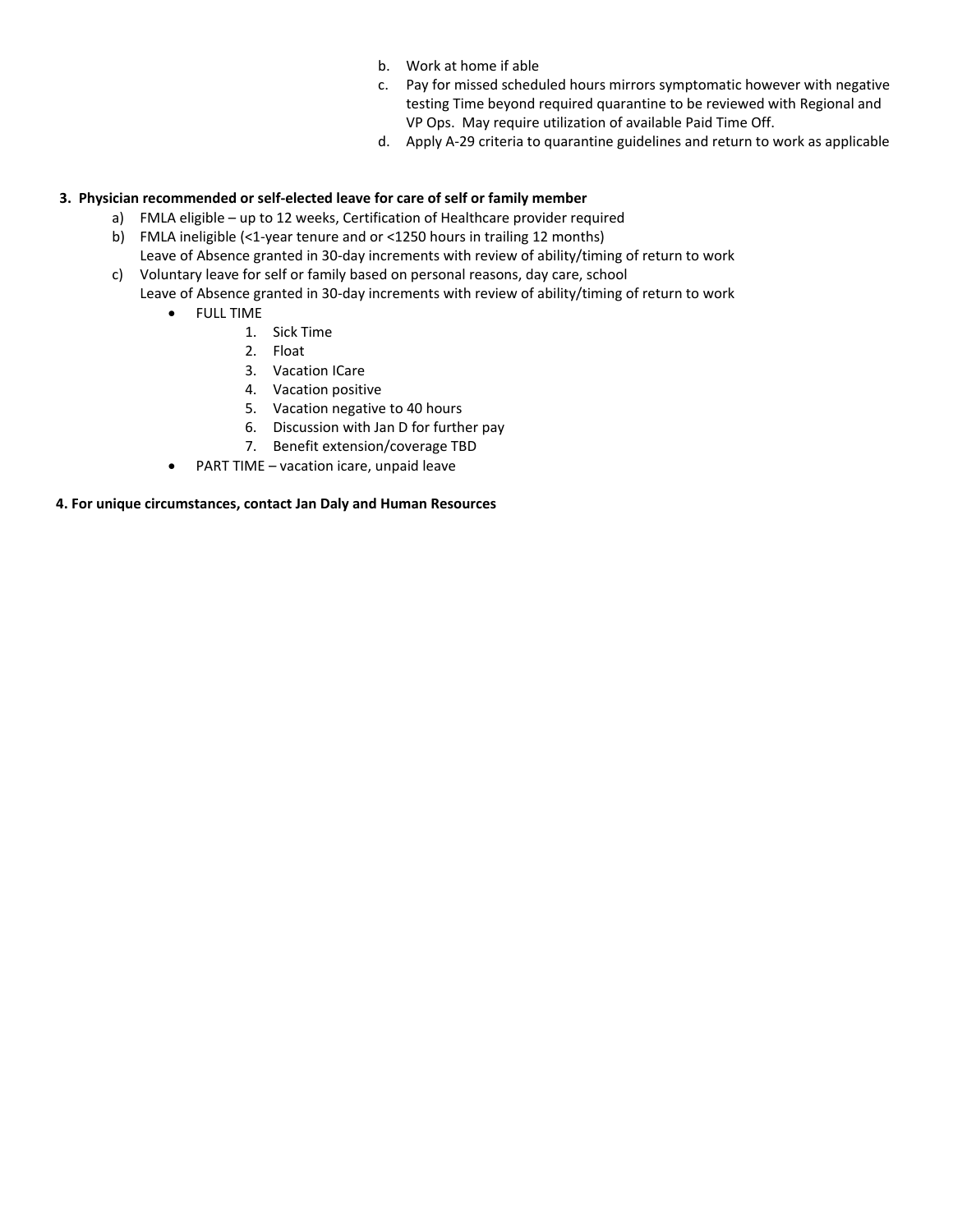b. Work at home if able
c. Pay for missed scheduled hours mirrors symptomatic however with negative testing Time beyond required quarantine to be reviewed with Regional and VP Ops. May require utilization of available Paid Time Off.
d. Apply A-29 criteria to quarantine guidelines and return to work as applicable

**3. Physician recommended or self-elected leave for care of self or family member**

a) FMLA eligible – up to 12 weeks, Certification of Healthcare provider required
b) FMLA ineligible (<1-year tenure and or <1250 hours in trailing 12 months)
   Leave of Absence granted in 30-day increments with review of ability/timing of return to work
c) Voluntary leave for self or family based on personal reasons, day care, school
   Leave of Absence granted in 30-day increments with review of ability/timing of return to work

- FULL TIME
    1. Sick Time
    2. Float
    3. Vacation ICare
    4. Vacation positive
    5. Vacation negative to 40 hours
    6. Discussion with Jan D for further pay
    7. Benefit extension/coverage TBD
- PART TIME – vacation icare, unpaid leave

**4. For unique circumstances, contact Jan Daly and Human Resources**